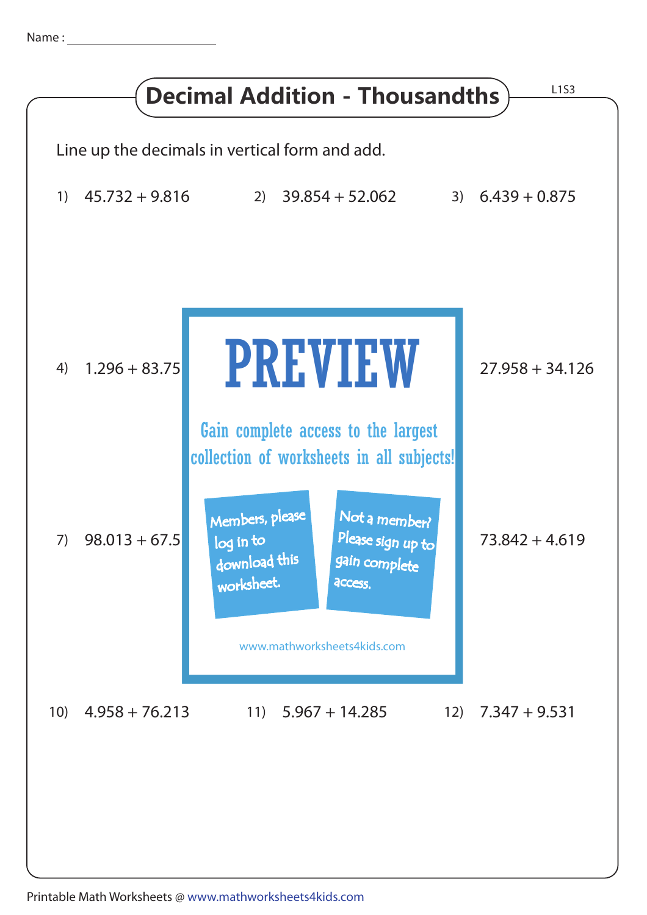Name : ______________________

# Decimal Addition - Thousandths

L1S3

Line up the decimals in vertical form and add.

1) 45.732 + 9.816

2) 39.854 + 52.062

3) 6.439 + 0.875

4) 1.296 + 83.75

27.958 + 34.126

PREVIEW

Gain complete access to the largest collection of worksheets in all subjects!

Members, please log in to download this worksheet.

Not a member? Please sign up to gain complete access.

www.mathworksheets4kids.com

7) 98.013 + 67.5

73.842 + 4.619

10) 4.958 + 76.213

11) 5.967 + 14.285

12) 7.347 + 9.531

Printable Math Worksheets @ www.mathworksheets4kids.com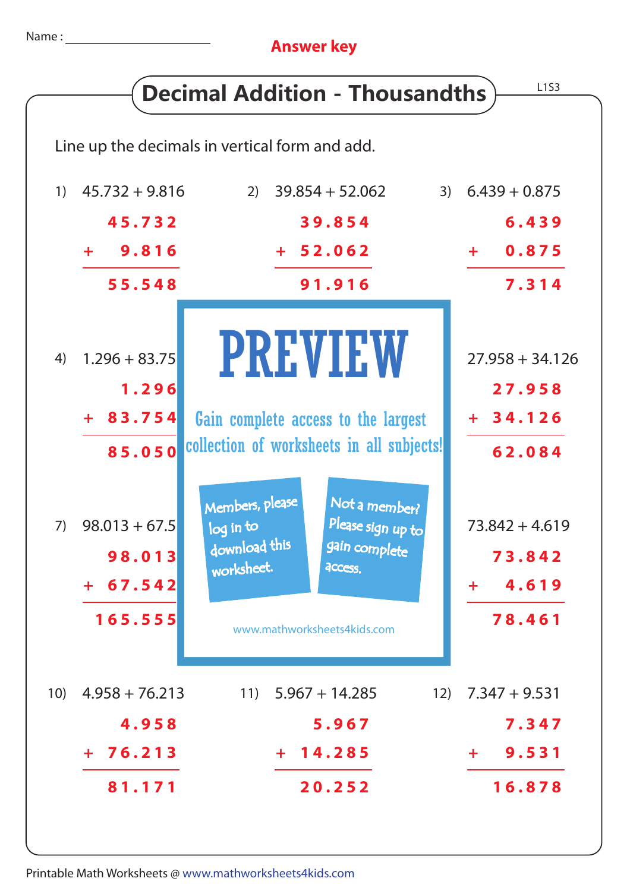Name :

**Answer key**

# Decimal Addition - Thousandths

L1S3

Line up the decimals in vertical form and add.

1) 45.732 + 9.816

$$\begin{array}{r} 45.732 \\ +\ 9.816 \\ \hline 55.548 \end{array}$$

2) 39.854 + 52.062

$$\begin{array}{r} 39.854 \\ +\ 52.062 \\ \hline 91.916 \end{array}$$

3) 6.439 + 0.875

$$\begin{array}{r} 6.439 \\ +\ 0.875 \\ \hline 7.314 \end{array}$$

4) 1.296 + 83.75

$$\begin{array}{r} 1.296 \\ +\ 83.754 \\ \hline 85.050 \end{array}$$

27.958 + 34.126

$$\begin{array}{r} 27.958 \\ +\ 34.126 \\ \hline 62.084 \end{array}$$

7) 98.013 + 67.5

$$\begin{array}{r} 98.013 \\ +\ 67.542 \\ \hline 165.555 \end{array}$$

73.842 + 4.619

$$\begin{array}{r} 73.842 \\ +\ 4.619 \\ \hline 78.461 \end{array}$$

10) 4.958 + 76.213

$$\begin{array}{r} 4.958 \\ +\ 76.213 \\ \hline 81.171 \end{array}$$

11) 5.967 + 14.285

$$\begin{array}{r} 5.967 \\ +\ 14.285 \\ \hline 20.252 \end{array}$$

12) 7.347 + 9.531

$$\begin{array}{r} 7.347 \\ +\ 9.531 \\ \hline 16.878 \end{array}$$

PREVIEW

Gain complete access to the largest collection of worksheets in all subjects!

Members, please log in to download this worksheet.

Not a member? Please sign up to gain complete access.

www.mathworksheets4kids.com

Printable Math Worksheets @ www.mathworksheets4kids.com